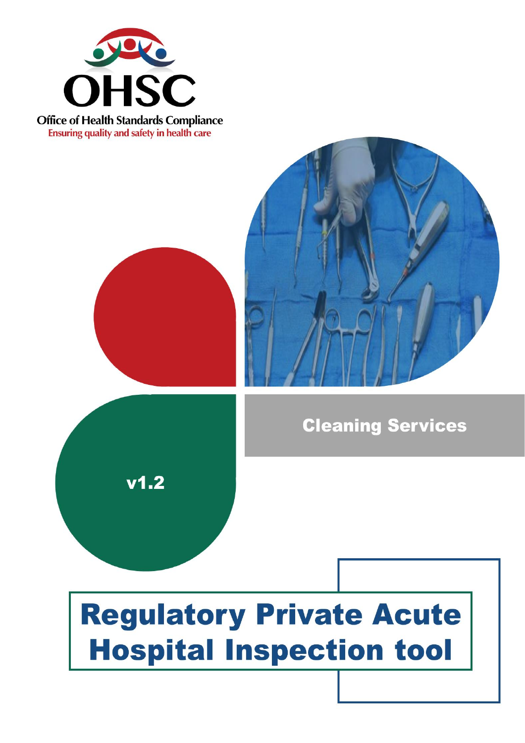OHSC

Office of Health Standards Compliance

Ensuring quality and safety in health care

Cleaning Services

v1.2

# Regulatory Private Acute Hospital Inspection tool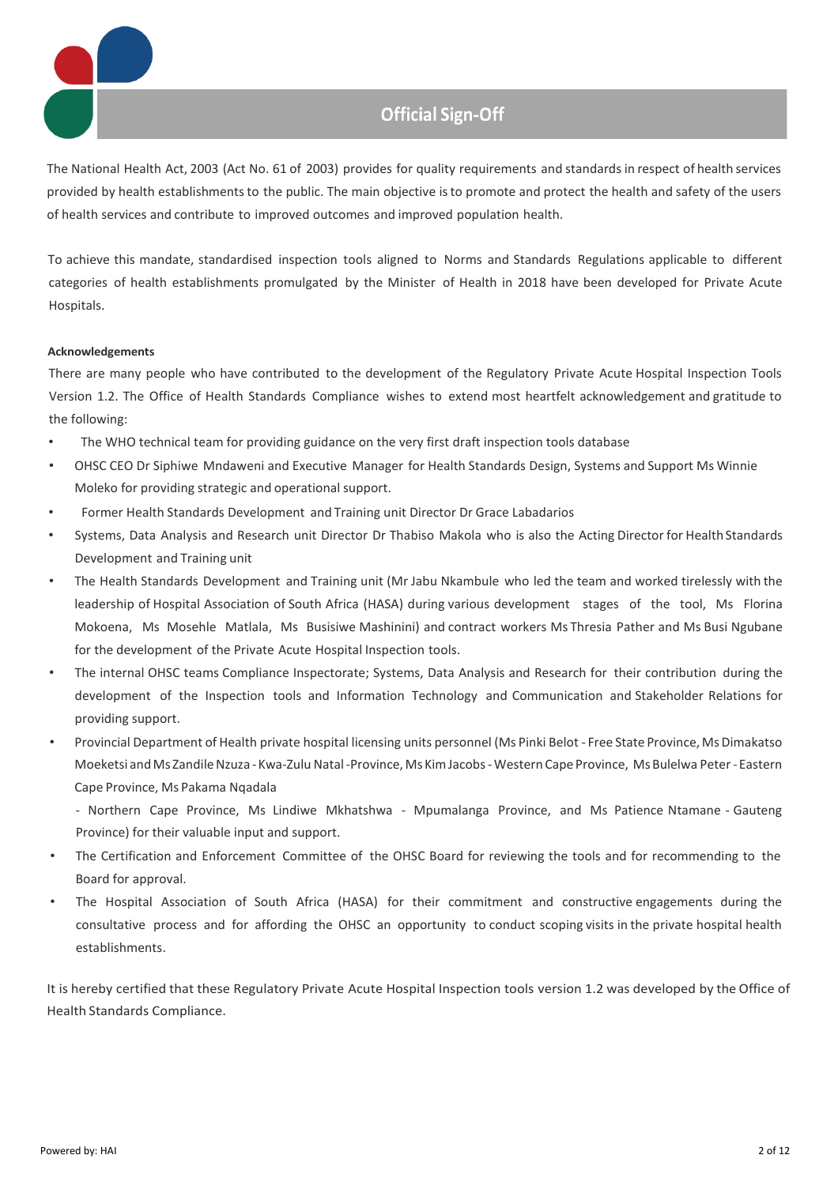# Official Sign-Off

The National Health Act, 2003 (Act No. 61 of 2003) provides for quality requirements and standards in respect of health services provided by health establishments to the public. The main objective is to promote and protect the health and safety of the users of health services and contribute to improved outcomes and improved population health.

To achieve this mandate, standardised inspection tools aligned to Norms and Standards Regulations applicable to different categories of health establishments promulgated by the Minister of Health in 2018 have been developed for Private Acute Hospitals.

**Acknowledgements**

There are many people who have contributed to the development of the Regulatory Private Acute Hospital Inspection Tools Version 1.2. The Office of Health Standards Compliance wishes to extend most heartfelt acknowledgement and gratitude to the following:

- The WHO technical team for providing guidance on the very first draft inspection tools database
- OHSC CEO Dr Siphiwe Mndaweni and Executive Manager for Health Standards Design, Systems and Support Ms Winnie Moleko for providing strategic and operational support.
- Former Health Standards Development and Training unit Director Dr Grace Labadarios
- Systems, Data Analysis and Research unit Director Dr Thabiso Makola who is also the Acting Director for Health Standards Development and Training unit
- The Health Standards Development and Training unit (Mr Jabu Nkambule who led the team and worked tirelessly with the leadership of Hospital Association of South Africa (HASA) during various development stages of the tool, Ms Florina Mokoena, Ms Mosehle Matlala, Ms Busisiwe Mashinini) and contract workers Ms Thresia Pather and Ms Busi Ngubane for the development of the Private Acute Hospital Inspection tools.
- The internal OHSC teams Compliance Inspectorate; Systems, Data Analysis and Research for their contribution during the development of the Inspection tools and Information Technology and Communication and Stakeholder Relations for providing support.
- Provincial Department of Health private hospital licensing units personnel (Ms Pinki Belot - Free State Province, Ms Dimakatso Moeketsi and Ms Zandile Nzuza - Kwa-Zulu Natal -Province, Ms Kim Jacobs - Western Cape Province, Ms Bulelwa Peter - Eastern Cape Province, Ms Pakama Nqadala - Northern Cape Province, Ms Lindiwe Mkhatshwa - Mpumalanga Province, and Ms Patience Ntamane - Gauteng Province) for their valuable input and support.
- The Certification and Enforcement Committee of the OHSC Board for reviewing the tools and for recommending to the Board for approval.
- The Hospital Association of South Africa (HASA) for their commitment and constructive engagements during the consultative process and for affording the OHSC an opportunity to conduct scoping visits in the private hospital health establishments.

It is hereby certified that these Regulatory Private Acute Hospital Inspection tools version 1.2 was developed by the Office of Health Standards Compliance.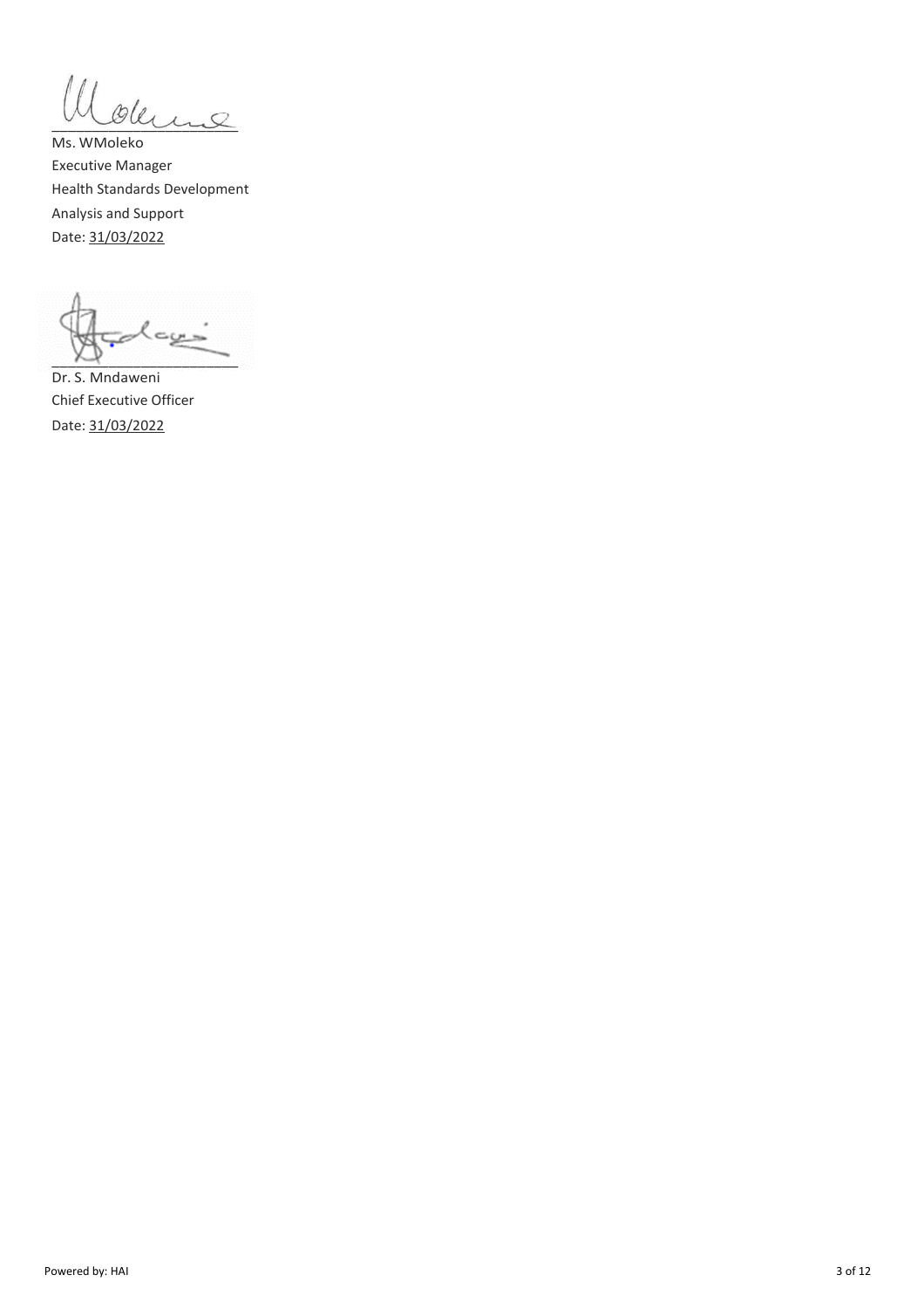_______________________

Ms. WMoleko
Executive Manager
Health Standards Development
Analysis and Support
Date: 31/03/2022

_______________________

Dr. S. Mndaweni
Chief Executive Officer
Date: 31/03/2022

Powered by: HAI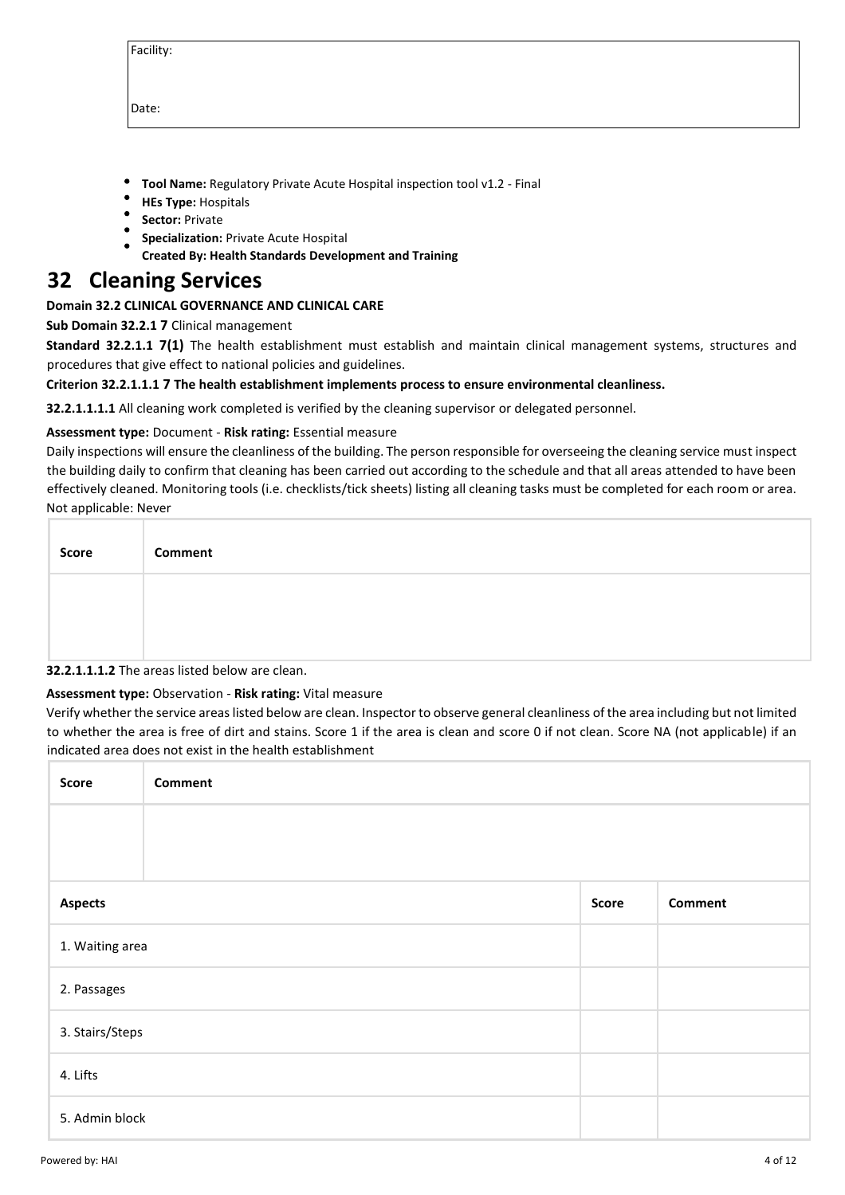| Facility: |
|---|
| Date: |

- **Tool Name:** Regulatory Private Acute Hospital inspection tool v1.2 - Final
- **HEs Type:** Hospitals
- **Sector:** Private
- **Specialization:** Private Acute Hospital
- **Created By: Health Standards Development and Training**

# 32 Cleaning Services

**Domain 32.2 CLINICAL GOVERNANCE AND CLINICAL CARE**

**Sub Domain 32.2.1 7** Clinical management

**Standard 32.2.1.1 7(1)** The health establishment must establish and maintain clinical management systems, structures and procedures that give effect to national policies and guidelines.

**Criterion 32.2.1.1.1 7 The health establishment implements process to ensure environmental cleanliness.**

**32.2.1.1.1.1** All cleaning work completed is verified by the cleaning supervisor or delegated personnel.

**Assessment type:** Document - **Risk rating:** Essential measure

Daily inspections will ensure the cleanliness of the building. The person responsible for overseeing the cleaning service must inspect the building daily to confirm that cleaning has been carried out according to the schedule and that all areas attended to have been effectively cleaned. Monitoring tools (i.e. checklists/tick sheets) listing all cleaning tasks must be completed for each room or area.
Not applicable: Never

| Score | Comment |
|---|---|
| | |

**32.2.1.1.1.2** The areas listed below are clean.

**Assessment type:** Observation - **Risk rating:** Vital measure

Verify whether the service areas listed below are clean. Inspector to observe general cleanliness of the area including but not limited to whether the area is free of dirt and stains. Score 1 if the area is clean and score 0 if not clean. Score NA (not applicable) if an indicated area does not exist in the health establishment

| Score | Comment |
|---|---|
| | |

| Aspects | Score | Comment |
|---|---|---|
| 1. Waiting area | | |
| 2. Passages | | |
| 3. Stairs/Steps | | |
| 4. Lifts | | |
| 5. Admin block | | |

Powered by: HAI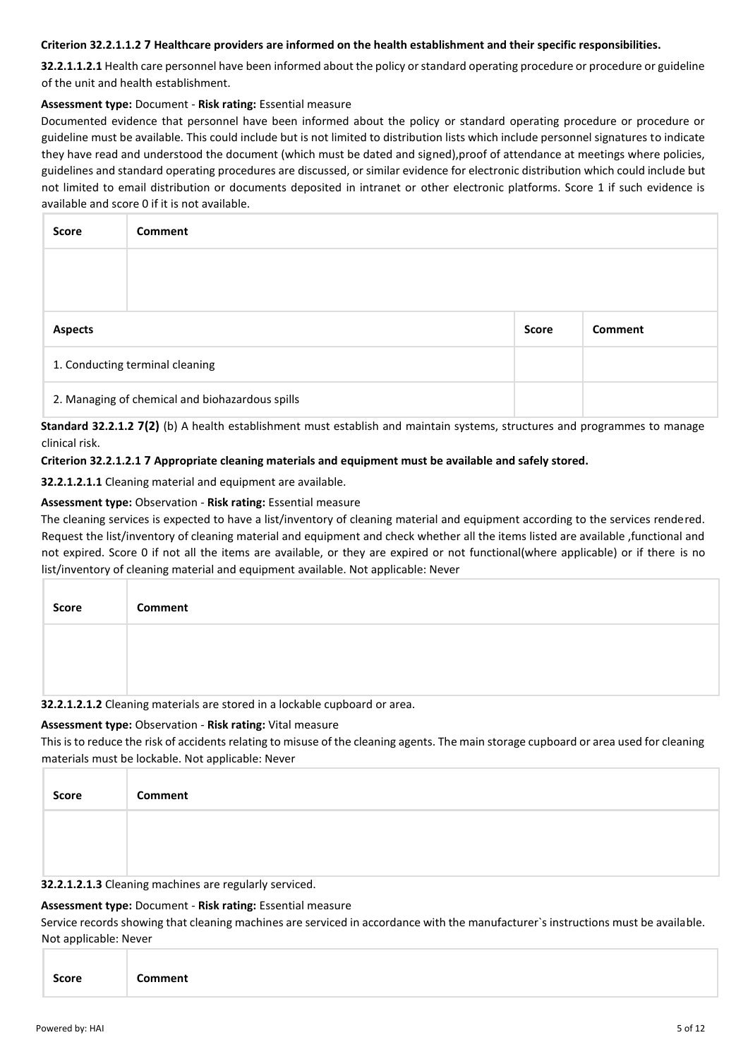**Criterion 32.2.1.1.2 7 Healthcare providers are informed on the health establishment and their specific responsibilities.**

**32.2.1.1.2.1** Health care personnel have been informed about the policy or standard operating procedure or procedure or guideline of the unit and health establishment.

**Assessment type:** Document - **Risk rating:** Essential measure

Documented evidence that personnel have been informed about the policy or standard operating procedure or procedure or guideline must be available. This could include but is not limited to distribution lists which include personnel signatures to indicate they have read and understood the document (which must be dated and signed),proof of attendance at meetings where policies, guidelines and standard operating procedures are discussed, or similar evidence for electronic distribution which could include but not limited to email distribution or documents deposited in intranet or other electronic platforms. Score 1 if such evidence is available and score 0 if it is not available.

| Score | Comment |
| --- | --- |
| | |

| Aspects | Score | Comment |
| --- | --- | --- |
| 1. Conducting terminal cleaning | | |
| 2. Managing of chemical and biohazardous spills | | |

**Standard 32.2.1.2 7(2)** (b) A health establishment must establish and maintain systems, structures and programmes to manage clinical risk.

**Criterion 32.2.1.2.1 7 Appropriate cleaning materials and equipment must be available and safely stored.**

**32.2.1.2.1.1** Cleaning material and equipment are available.

**Assessment type:** Observation - **Risk rating:** Essential measure

The cleaning services is expected to have a list/inventory of cleaning material and equipment according to the services rendered. Request the list/inventory of cleaning material and equipment and check whether all the items listed are available ,functional and not expired. Score 0 if not all the items are available, or they are expired or not functional(where applicable) or if there is no list/inventory of cleaning material and equipment available. Not applicable: Never

| Score | Comment |
| --- | --- |
| | |

**32.2.1.2.1.2** Cleaning materials are stored in a lockable cupboard or area.

**Assessment type:** Observation - **Risk rating:** Vital measure

This is to reduce the risk of accidents relating to misuse of the cleaning agents. The main storage cupboard or area used for cleaning materials must be lockable. Not applicable: Never

| Score | Comment |
| --- | --- |
| | |

**32.2.1.2.1.3** Cleaning machines are regularly serviced.

**Assessment type:** Document - **Risk rating:** Essential measure

Service records showing that cleaning machines are serviced in accordance with the manufacturer`s instructions must be available. Not applicable: Never

| Score | Comment |
| --- | --- |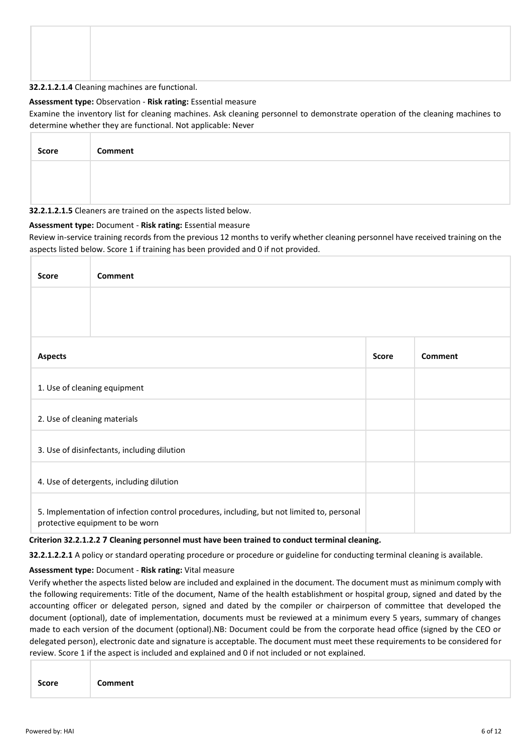**32.2.1.2.1.4** Cleaning machines are functional.

**Assessment type:** Observation - **Risk rating:** Essential measure

Examine the inventory list for cleaning machines. Ask cleaning personnel to demonstrate operation of the cleaning machines to determine whether they are functional. Not applicable: Never

| Score | Comment |
| --- | --- |
| | |

**32.2.1.2.1.5** Cleaners are trained on the aspects listed below.

**Assessment type:** Document - **Risk rating:** Essential measure

Review in-service training records from the previous 12 months to verify whether cleaning personnel have received training on the aspects listed below. Score 1 if training has been provided and 0 if not provided.

| Score | Comment |
| --- | --- |
| | |

| Aspects | Score | Comment |
| --- | --- | --- |
| 1. Use of cleaning equipment | | |
| 2. Use of cleaning materials | | |
| 3. Use of disinfectants, including dilution | | |
| 4. Use of detergents, including dilution | | |
| 5. Implementation of infection control procedures, including, but not limited to, personal protective equipment to be worn | | |

**Criterion 32.2.1.2.2 7 Cleaning personnel must have been trained to conduct terminal cleaning.**

**32.2.1.2.2.1** A policy or standard operating procedure or procedure or guideline for conducting terminal cleaning is available.

**Assessment type:** Document - **Risk rating:** Vital measure

Verify whether the aspects listed below are included and explained in the document. The document must as minimum comply with the following requirements: Title of the document, Name of the health establishment or hospital group, signed and dated by the accounting officer or delegated person, signed and dated by the compiler or chairperson of committee that developed the document (optional), date of implementation, documents must be reviewed at a minimum every 5 years, summary of changes made to each version of the document (optional).NB: Document could be from the corporate head office (signed by the CEO or delegated person), electronic date and signature is acceptable. The document must meet these requirements to be considered for review. Score 1 if the aspect is included and explained and 0 if not included or not explained.

| Score | Comment |
| --- | --- |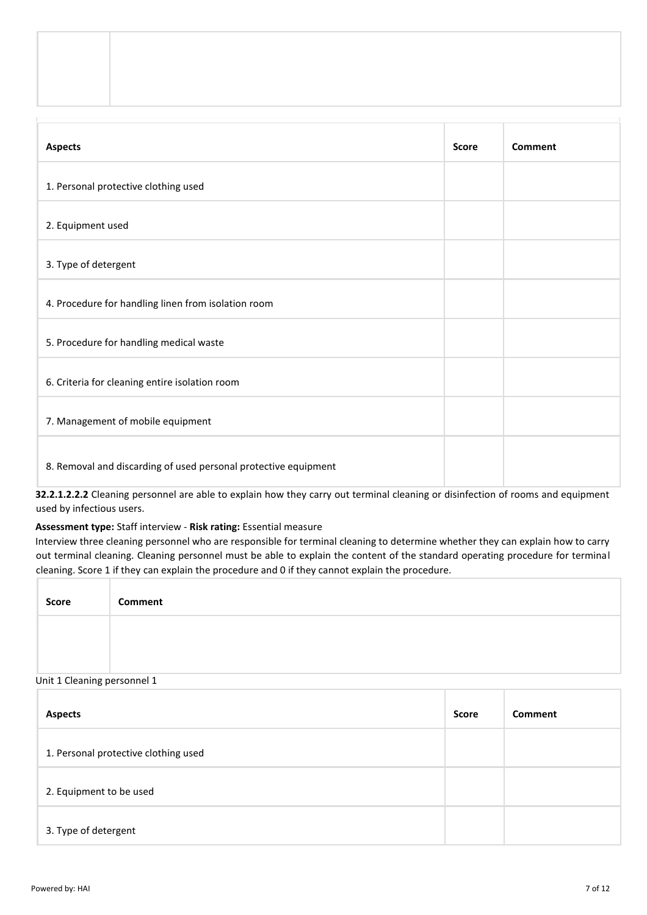| | |
|---|---|
| | |

| Aspects | Score | Comment |
|---|---|---|
| 1. Personal protective clothing used | | |
| 2. Equipment used | | |
| 3. Type of detergent | | |
| 4. Procedure for handling linen from isolation room | | |
| 5. Procedure for handling medical waste | | |
| 6. Criteria for cleaning entire isolation room | | |
| 7. Management of mobile equipment | | |
| 8. Removal and discarding of used personal protective equipment | | |

**32.2.1.2.2.2** Cleaning personnel are able to explain how they carry out terminal cleaning or disinfection of rooms and equipment used by infectious users.

**Assessment type:** Staff interview - **Risk rating:** Essential measure

Interview three cleaning personnel who are responsible for terminal cleaning to determine whether they can explain how to carry out terminal cleaning. Cleaning personnel must be able to explain the content of the standard operating procedure for terminal cleaning. Score 1 if they can explain the procedure and 0 if they cannot explain the procedure.

| Score | Comment |
|---|---|
| | |

Unit 1 Cleaning personnel 1

| Aspects | Score | Comment |
|---|---|---|
| 1. Personal protective clothing used | | |
| 2. Equipment to be used | | |
| 3. Type of detergent | | |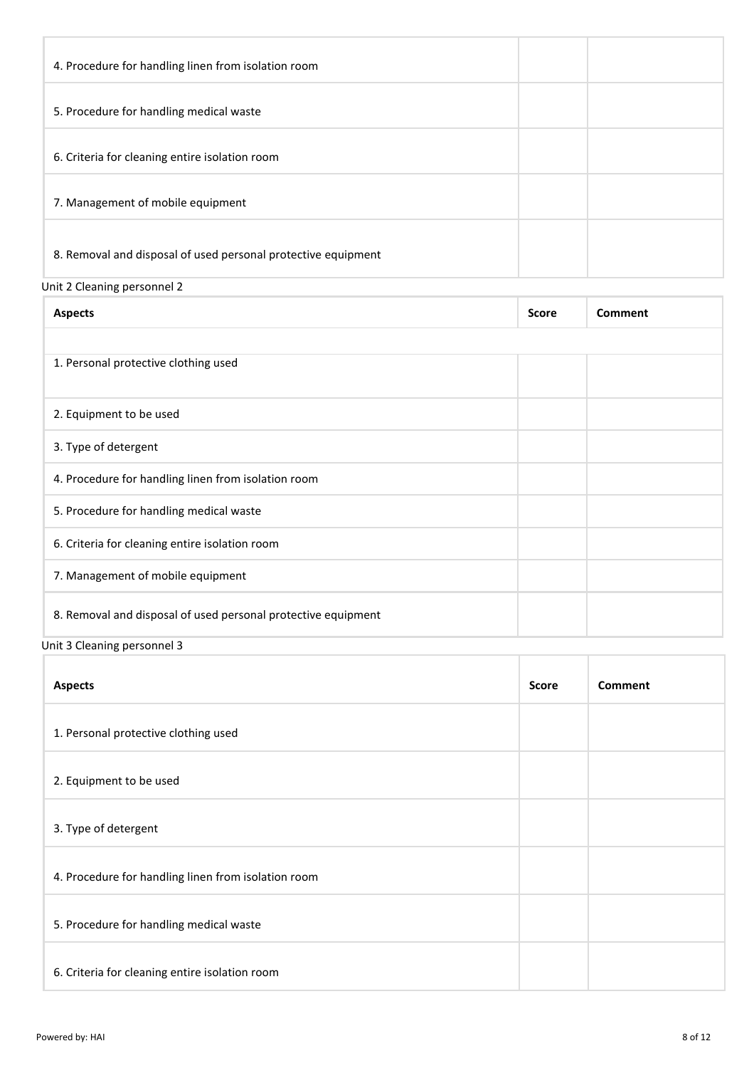| | | |
|---|---|---|
| 4. Procedure for handling linen from isolation room | | |
| 5. Procedure for handling medical waste | | |
| 6. Criteria for cleaning entire isolation room | | |
| 7. Management of mobile equipment | | |
| 8. Removal and disposal of used personal protective equipment | | |

Unit 2 Cleaning personnel 2

| Aspects | Score | Comment |
|---|---|---|
| | | |
| 1. Personal protective clothing used | | |
| 2. Equipment to be used | | |
| 3. Type of detergent | | |
| 4. Procedure for handling linen from isolation room | | |
| 5. Procedure for handling medical waste | | |
| 6. Criteria for cleaning entire isolation room | | |
| 7. Management of mobile equipment | | |
| 8. Removal and disposal of used personal protective equipment | | |

Unit 3 Cleaning personnel 3

| Aspects | Score | Comment |
|---|---|---|
| 1. Personal protective clothing used | | |
| 2. Equipment to be used | | |
| 3. Type of detergent | | |
| 4. Procedure for handling linen from isolation room | | |
| 5. Procedure for handling medical waste | | |
| 6. Criteria for cleaning entire isolation room | | |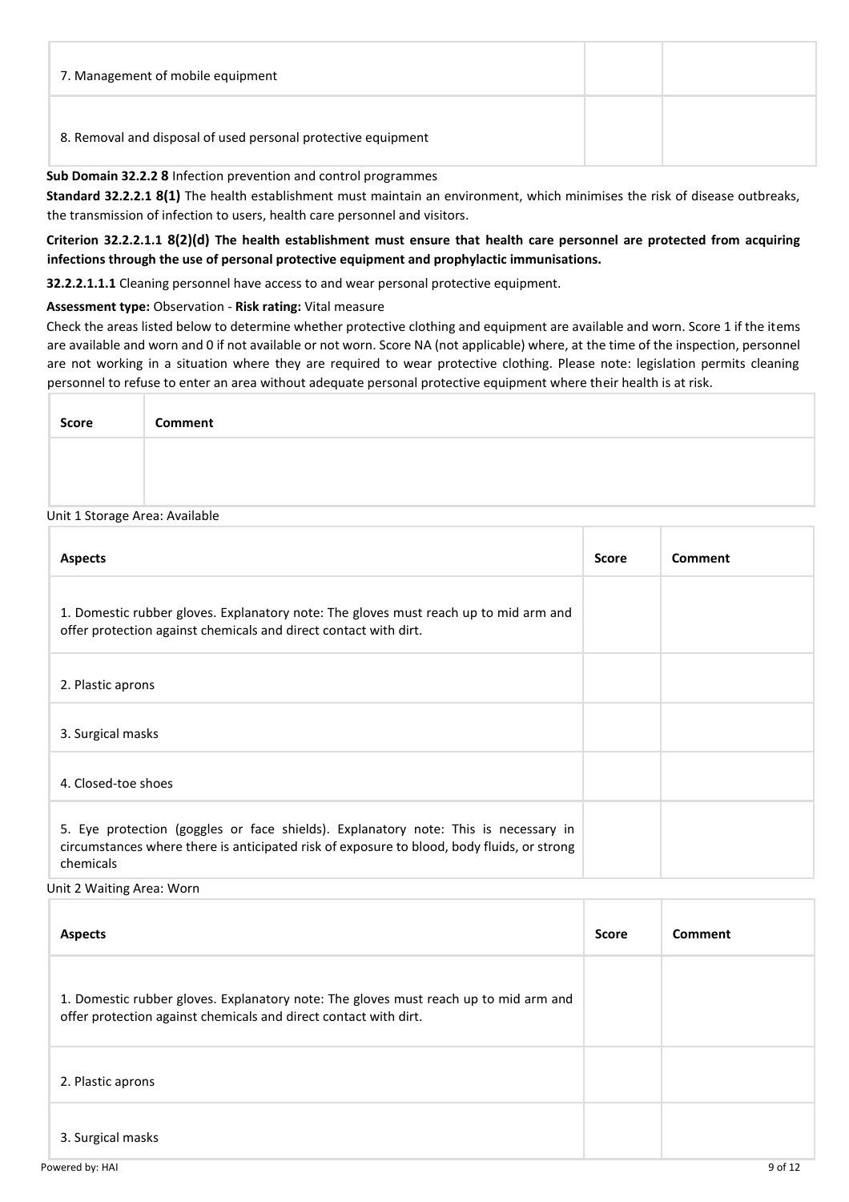| | | |
|---|---|---|
| 7. Management of mobile equipment | | |
| 8. Removal and disposal of used personal protective equipment | | |

**Sub Domain 32.2.2 8** Infection prevention and control programmes

**Standard 32.2.2.1 8(1)** The health establishment must maintain an environment, which minimises the risk of disease outbreaks, the transmission of infection to users, health care personnel and visitors.

**Criterion 32.2.2.1.1 8(2)(d) The health establishment must ensure that health care personnel are protected from acquiring infections through the use of personal protective equipment and prophylactic immunisations.**

**32.2.2.1.1.1** Cleaning personnel have access to and wear personal protective equipment.

**Assessment type:** Observation - **Risk rating:** Vital measure

Check the areas listed below to determine whether protective clothing and equipment are available and worn. Score 1 if the items are available and worn and 0 if not available or not worn. Score NA (not applicable) where, at the time of the inspection, personnel are not working in a situation where they are required to wear protective clothing. Please note: legislation permits cleaning personnel to refuse to enter an area without adequate personal protective equipment where their health is at risk.

| Score | Comment |
|---|---|
| | |

Unit 1 Storage Area: Available

| Aspects | Score | Comment |
|---|---|---|
| 1. Domestic rubber gloves. Explanatory note: The gloves must reach up to mid arm and offer protection against chemicals and direct contact with dirt. | | |
| 2. Plastic aprons | | |
| 3. Surgical masks | | |
| 4. Closed-toe shoes | | |
| 5. Eye protection (goggles or face shields). Explanatory note: This is necessary in circumstances where there is anticipated risk of exposure to blood, body fluids, or strong chemicals | | |

Unit 2 Waiting Area: Worn

| Aspects | Score | Comment |
|---|---|---|
| 1. Domestic rubber gloves. Explanatory note: The gloves must reach up to mid arm and offer protection against chemicals and direct contact with dirt. | | |
| 2. Plastic aprons | | |
| 3. Surgical masks | | |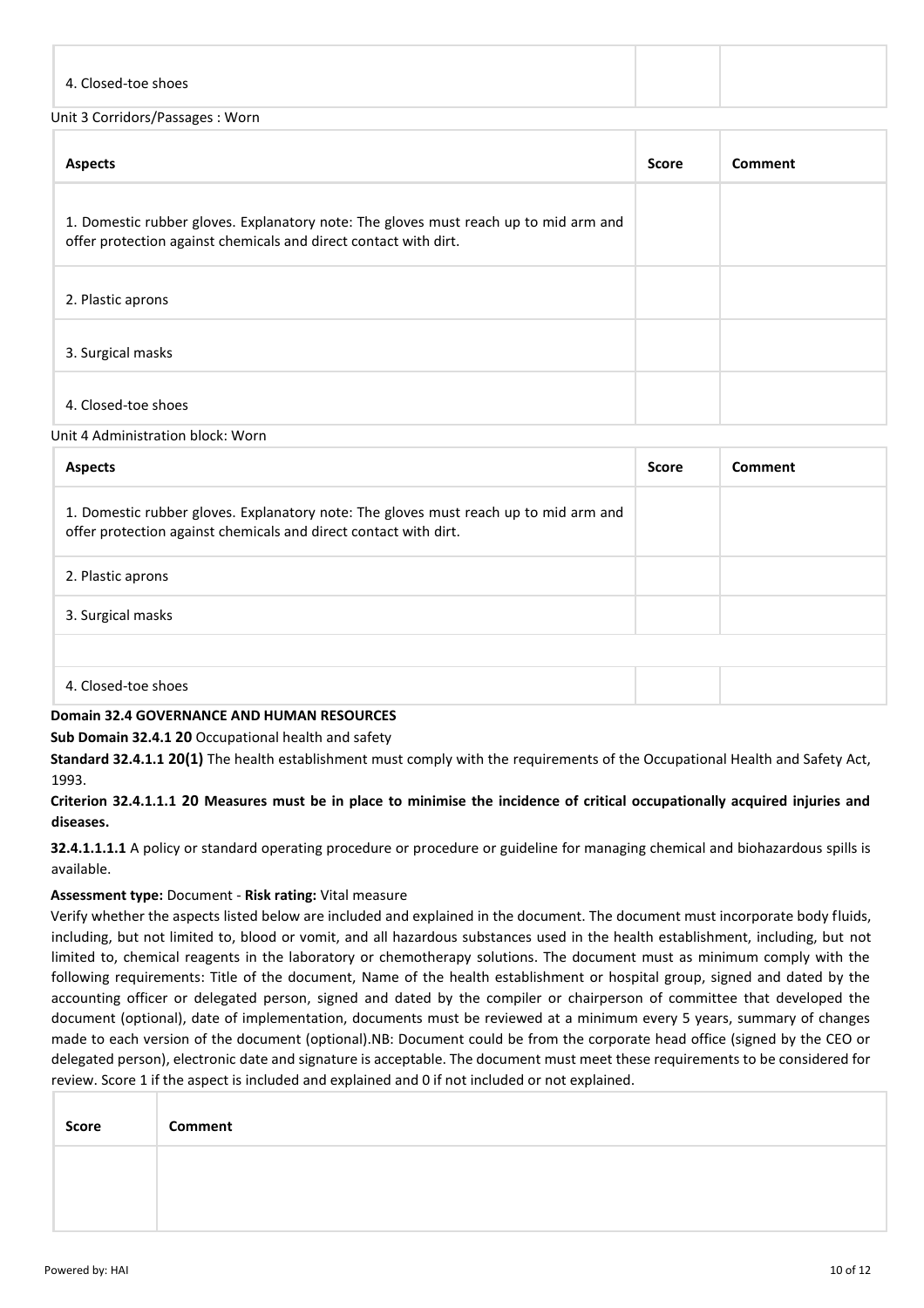| 4. Closed-toe shoes | | |
|---|---|---|

Unit 3 Corridors/Passages : Worn

| Aspects | Score | Comment |
|---|---|---|
| 1. Domestic rubber gloves. Explanatory note: The gloves must reach up to mid arm and offer protection against chemicals and direct contact with dirt. | | |
| 2. Plastic aprons | | |
| 3. Surgical masks | | |
| 4. Closed-toe shoes | | |

Unit 4 Administration block: Worn

| Aspects | Score | Comment |
|---|---|---|
| 1. Domestic rubber gloves. Explanatory note: The gloves must reach up to mid arm and offer protection against chemicals and direct contact with dirt. | | |
| 2. Plastic aprons | | |
| 3. Surgical masks | | |
| | | |
| 4. Closed-toe shoes | | |

**Domain 32.4 GOVERNANCE AND HUMAN RESOURCES**

**Sub Domain 32.4.1 20** Occupational health and safety

**Standard 32.4.1.1 20(1)** The health establishment must comply with the requirements of the Occupational Health and Safety Act, 1993.

**Criterion 32.4.1.1.1 20 Measures must be in place to minimise the incidence of critical occupationally acquired injuries and diseases.**

**32.4.1.1.1.1** A policy or standard operating procedure or procedure or guideline for managing chemical and biohazardous spills is available.

**Assessment type:** Document - **Risk rating:** Vital measure

Verify whether the aspects listed below are included and explained in the document. The document must incorporate body fluids, including, but not limited to, blood or vomit, and all hazardous substances used in the health establishment, including, but not limited to, chemical reagents in the laboratory or chemotherapy solutions. The document must as minimum comply with the following requirements: Title of the document, Name of the health establishment or hospital group, signed and dated by the accounting officer or delegated person, signed and dated by the compiler or chairperson of committee that developed the document (optional), date of implementation, documents must be reviewed at a minimum every 5 years, summary of changes made to each version of the document (optional).NB: Document could be from the corporate head office (signed by the CEO or delegated person), electronic date and signature is acceptable. The document must meet these requirements to be considered for review. Score 1 if the aspect is included and explained and 0 if not included or not explained.

| Score | Comment |
|---|---|
| | |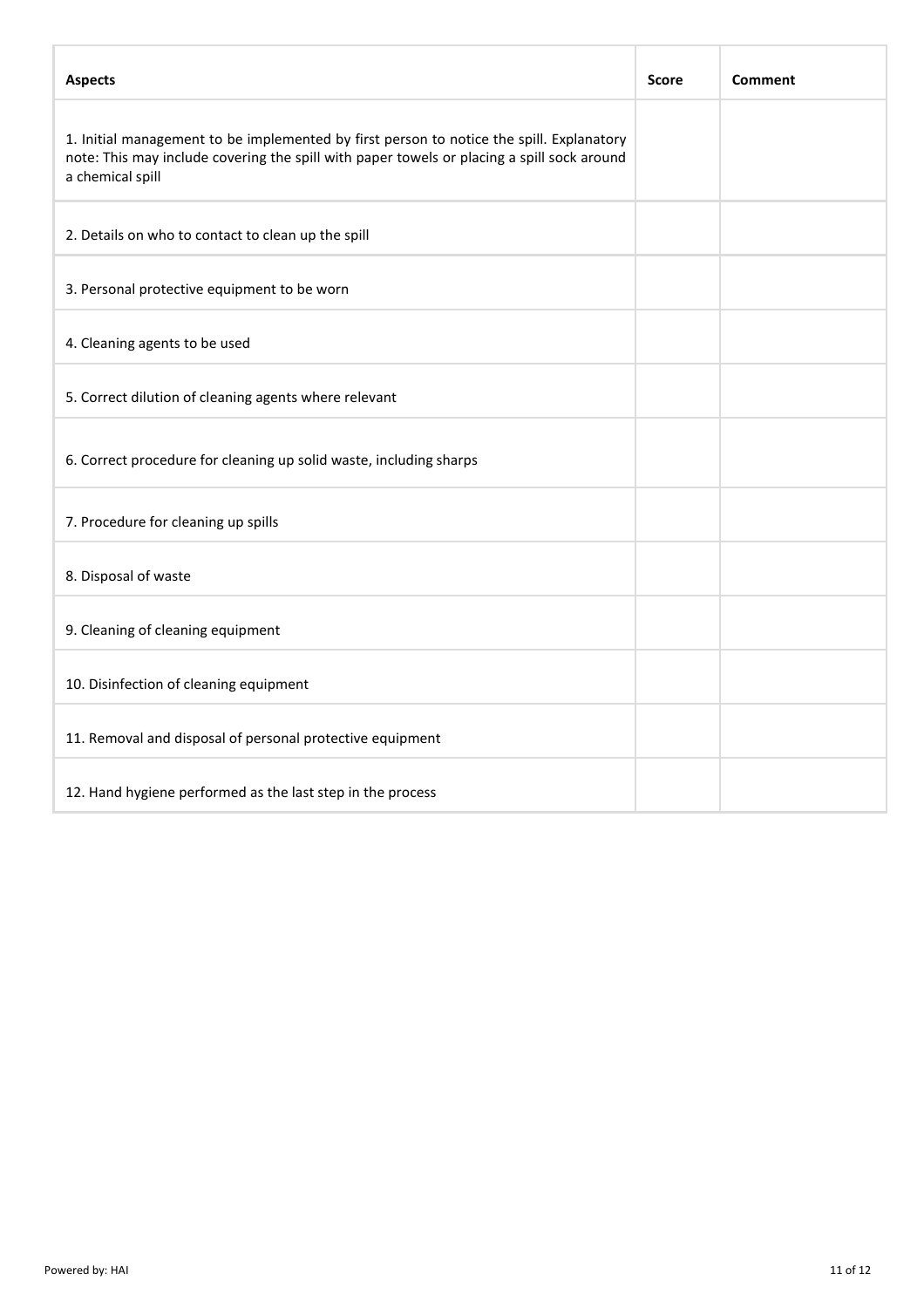| Aspects | Score | Comment |
| --- | --- | --- |
| 1. Initial management to be implemented by first person to notice the spill. Explanatory note: This may include covering the spill with paper towels or placing a spill sock around a chemical spill | | |
| 2. Details on who to contact to clean up the spill | | |
| 3. Personal protective equipment to be worn | | |
| 4. Cleaning agents to be used | | |
| 5. Correct dilution of cleaning agents where relevant | | |
| 6. Correct procedure for cleaning up solid waste, including sharps | | |
| 7. Procedure for cleaning up spills | | |
| 8. Disposal of waste | | |
| 9. Cleaning of cleaning equipment | | |
| 10. Disinfection of cleaning equipment | | |
| 11. Removal and disposal of personal protective equipment | | |
| 12. Hand hygiene performed as the last step in the process | | |

Powered by: HAI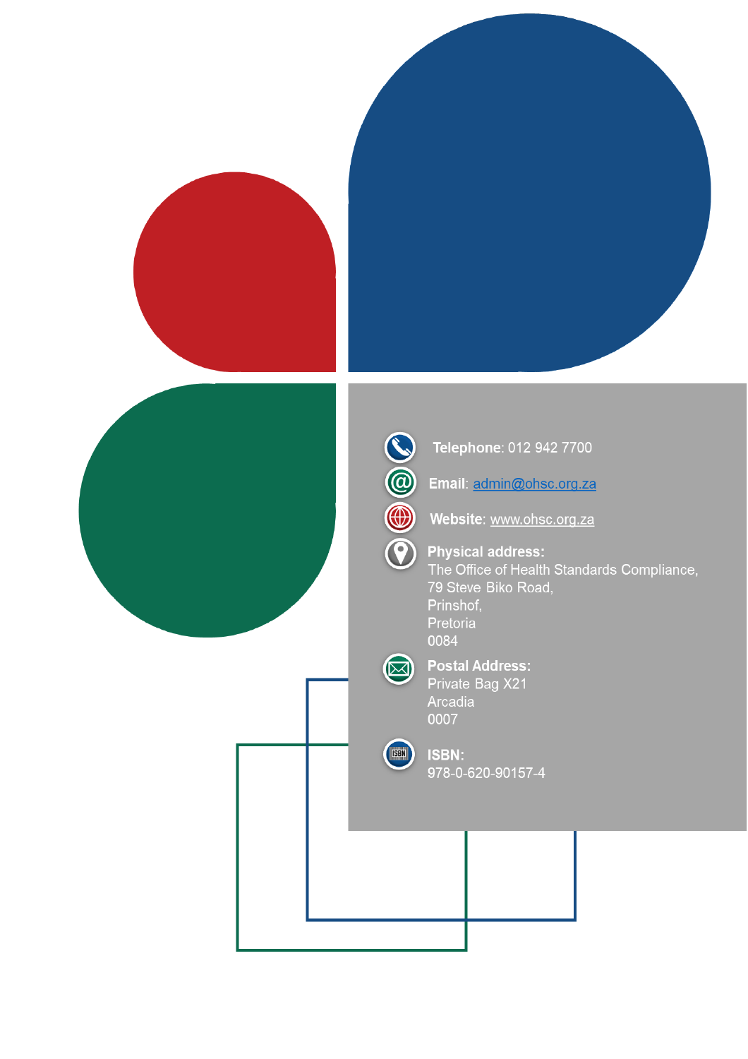**Telephone**: 012 942 7700

**Email**: admin@ohsc.org.za

**Website**: www.ohsc.org.za

**Physical address:**
The Office of Health Standards Compliance,
79 Steve Biko Road,
Prinshof,
Pretoria
0084

**Postal Address:**
Private Bag X21
Arcadia
0007

**ISBN:**
978-0-620-90157-4